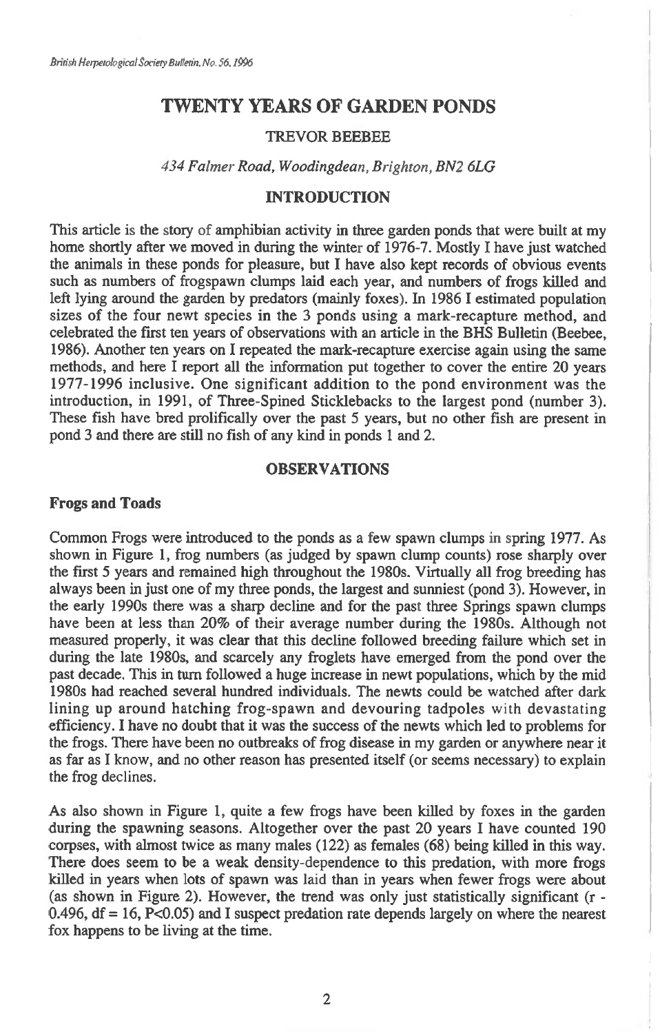# TWENTY YEARS OF GARDEN PONDS

TREVOR BEEBEE

*434 Falmer Road, Woodingdean, Brighton, BN2 6LG*

## INTRODUCTION

This article is the story of amphibian activity in three garden ponds that were built at my home shortly after we moved in during the winter of 1976-7. Mostly I have just watched the animals in these ponds for pleasure, but I have also kept records of obvious events such as numbers of frogspawn clumps laid each year, and numbers of frogs killed and left lying around the garden by predators (mainly foxes). In 1986 I estimated population sizes of the four newt species in the 3 ponds using a mark-recapture method, and celebrated the first ten years of observations with an article in the BHS Bulletin (Beebee, 1986). Another ten years on I repeated the mark-recapture exercise again using the same methods, and here I report all the information put together to cover the entire 20 years 1977-1996 inclusive. One significant addition to the pond environment was the introduction, in 1991, of Three-Spined Sticklebacks to the largest pond (number 3). These fish have bred prolifically over the past 5 years, but no other fish are present in pond 3 and there are still no fish of any kind in ponds 1 and 2.

## OBSERVATIONS

### Frogs and Toads

Common Frogs were introduced to the ponds as a few spawn clumps in spring 1977. As shown in Figure 1, frog numbers (as judged by spawn clump counts) rose sharply over the first 5 years and remained high throughout the 1980s. Virtually all frog breeding has always been in just one of my three ponds, the largest and sunniest (pond 3). However, in the early 1990s there was a sharp decline and for the past three Springs spawn clumps have been at less than 20% of their average number during the 1980s. Although not measured properly, it was clear that this decline followed breeding failure which set in during the late 1980s, and scarcely any froglets have emerged from the pond over the past decade. This in turn followed a huge increase in newt populations, which by the mid 1980s had reached several hundred individuals. The newts could be watched after dark lining up around hatching frog-spawn and devouring tadpoles with devastating efficiency. I have no doubt that it was the success of the newts which led to problems for the frogs. There have been no outbreaks of frog disease in my garden or anywhere near it as far as I know, and no other reason has presented itself (or seems necessary) to explain the frog declines.

As also shown in Figure 1, quite a few frogs have been killed by foxes in the garden during the spawning seasons. Altogether over the past 20 years I have counted 190 corpses, with almost twice as many males (122) as females (68) being killed in this way. There does seem to be a weak density-dependence to this predation, with more frogs killed in years when lots of spawn was laid than in years when fewer frogs were about (as shown in Figure 2). However, the trend was only just statistically significant ($r$ - 0.496, df = 16, $P<0.05$) and I suspect predation rate depends largely on where the nearest fox happens to be living at the time.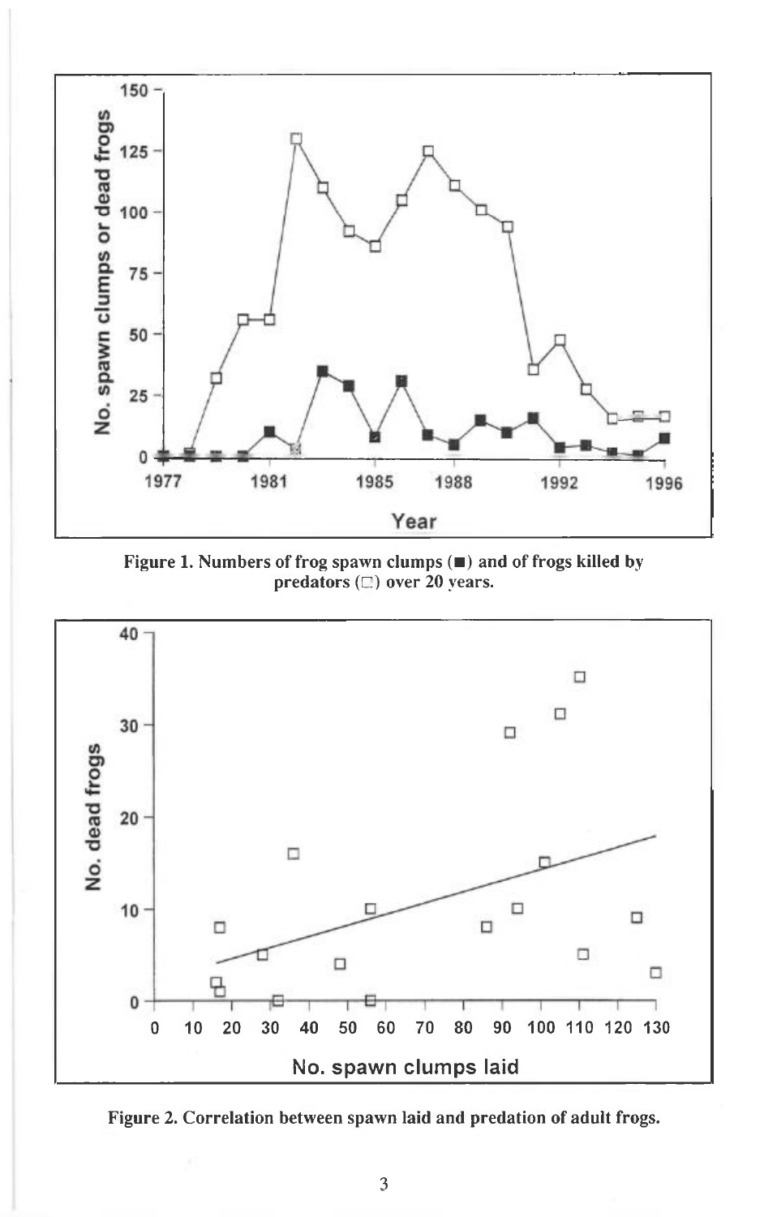Figure 1. Numbers of frog spawn clumps (■) and of frogs killed by predators (□) over 20 years.

Figure 2. Correlation between spawn laid and predation of adult frogs.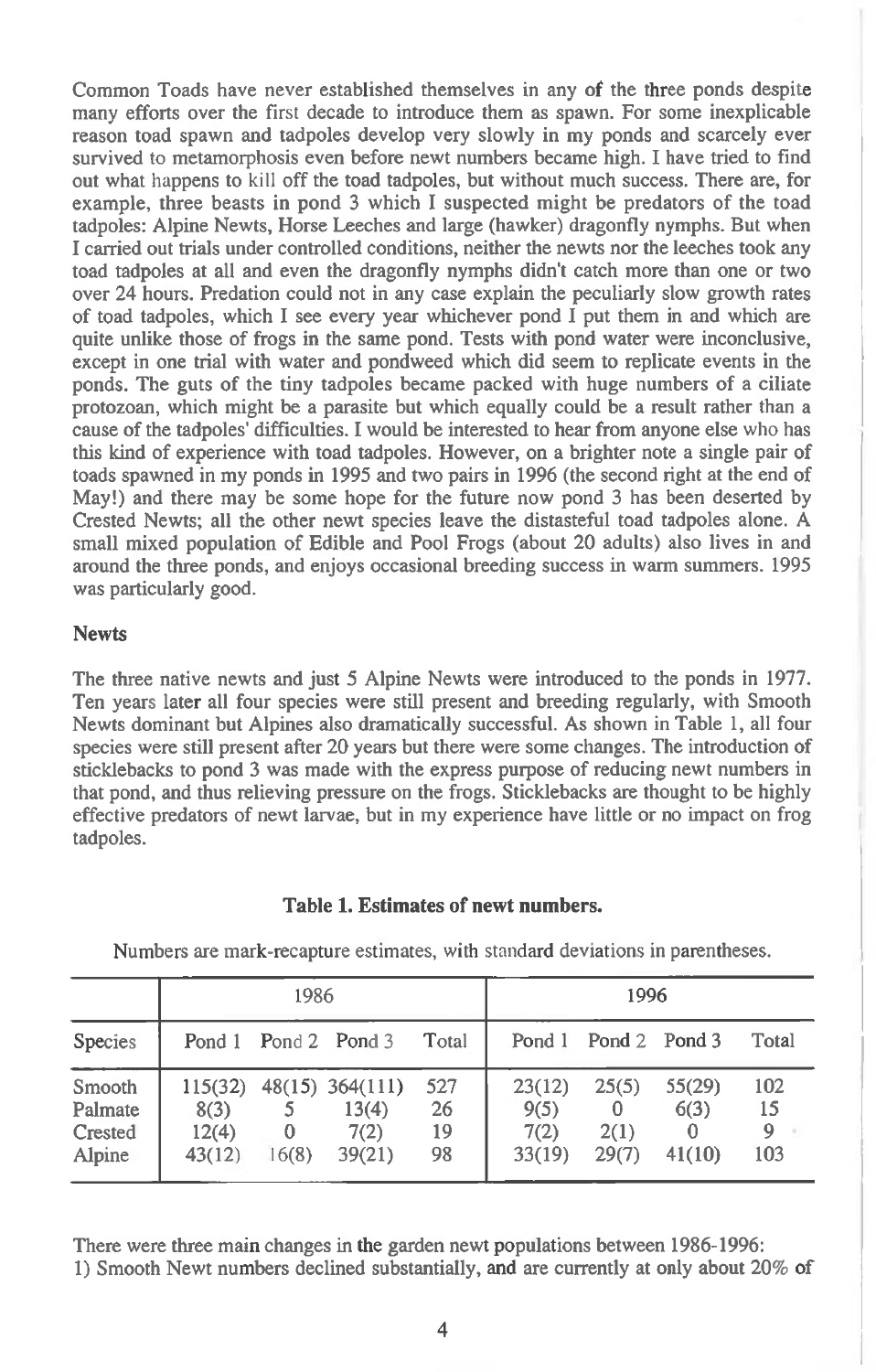Common Toads have never established themselves in any of the three ponds despite many efforts over the first decade to introduce them as spawn. For some inexplicable reason toad spawn and tadpoles develop very slowly in my ponds and scarcely ever survived to metamorphosis even before newt numbers became high. I have tried to find out what happens to kill off the toad tadpoles, but without much success. There are, for example, three beasts in pond 3 which I suspected might be predators of the toad tadpoles: Alpine Newts, Horse Leeches and large (hawker) dragonfly nymphs. But when I carried out trials under controlled conditions, neither the newts nor the leeches took any toad tadpoles at all and even the dragonfly nymphs didn't catch more than one or two over 24 hours. Predation could not in any case explain the peculiarly slow growth rates of toad tadpoles, which I see every year whichever pond I put them in and which are quite unlike those of frogs in the same pond. Tests with pond water were inconclusive, except in one trial with water and pondweed which did seem to replicate events in the ponds. The guts of the tiny tadpoles became packed with huge numbers of a ciliate protozoan, which might be a parasite but which equally could be a result rather than a cause of the tadpoles' difficulties. I would be interested to hear from anyone else who has this kind of experience with toad tadpoles. However, on a brighter note a single pair of toads spawned in my ponds in 1995 and two pairs in 1996 (the second right at the end of May!) and there may be some hope for the future now pond 3 has been deserted by Crested Newts; all the other newt species leave the distasteful toad tadpoles alone. A small mixed population of Edible and Pool Frogs (about 20 adults) also lives in and around the three ponds, and enjoys occasional breeding success in warm summers. 1995 was particularly good.

## Newts

The three native newts and just 5 Alpine Newts were introduced to the ponds in 1977. Ten years later all four species were still present and breeding regularly, with Smooth Newts dominant but Alpines also dramatically successful. As shown in Table 1, all four species were still present after 20 years but there were some changes. The introduction of sticklebacks to pond 3 was made with the express purpose of reducing newt numbers in that pond, and thus relieving pressure on the frogs. Sticklebacks are thought to be highly effective predators of newt larvae, but in my experience have little or no impact on frog tadpoles.

**Table 1. Estimates of newt numbers.**

Numbers are mark-recapture estimates, with standard deviations in parentheses.

| | 1986 | | | | 1996 | | | |
|---|---|---|---|---|---|---|---|---|
| Species | Pond 1 | Pond 2 | Pond 3 | Total | Pond 1 | Pond 2 | Pond 3 | Total |
| Smooth | 115(32) | 48(15) | 364(111) | 527 | 23(12) | 25(5) | 55(29) | 102 |
| Palmate | 8(3) | 5 | 13(4) | 26 | 9(5) | 0 | 6(3) | 15 |
| Crested | 12(4) | 0 | 7(2) | 19 | 7(2) | 2(1) | 0 | 9 |
| Alpine | 43(12) | 16(8) | 39(21) | 98 | 33(19) | 29(7) | 41(10) | 103 |

There were three main changes in the garden newt populations between 1986-1996:
1) Smooth Newt numbers declined substantially, and are currently at only about 20% of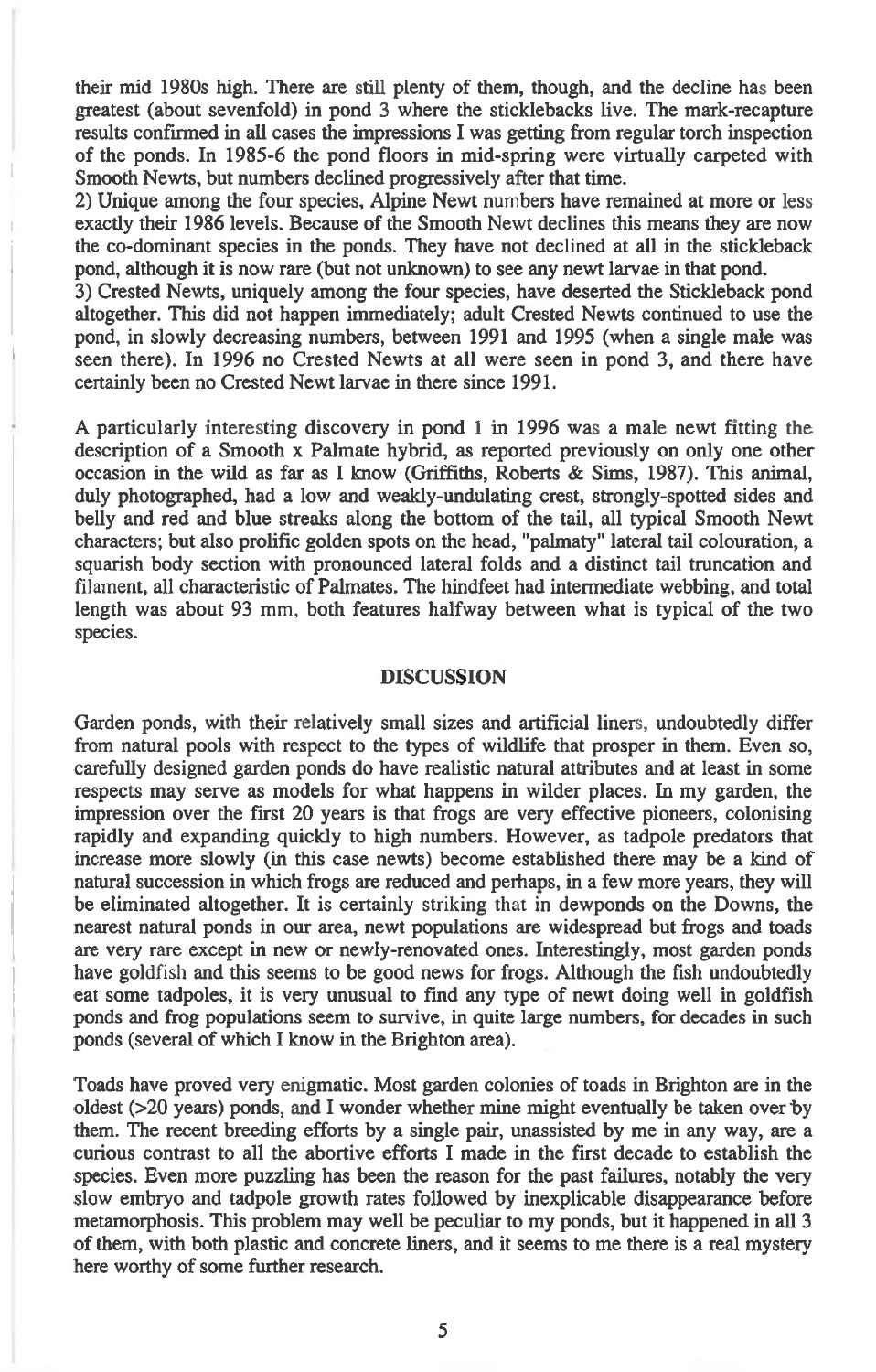their mid 1980s high. There are still plenty of them, though, and the decline has been greatest (about sevenfold) in pond 3 where the sticklebacks live. The mark-recapture results confirmed in all cases the impressions I was getting from regular torch inspection of the ponds. In 1985-6 the pond floors in mid-spring were virtually carpeted with Smooth Newts, but numbers declined progressively after that time.

2) Unique among the four species, Alpine Newt numbers have remained at more or less exactly their 1986 levels. Because of the Smooth Newt declines this means they are now the co-dominant species in the ponds. They have not declined at all in the stickleback pond, although it is now rare (but not unknown) to see any newt larvae in that pond.

3) Crested Newts, uniquely among the four species, have deserted the Stickleback pond altogether. This did not happen immediately; adult Crested Newts continued to use the pond, in slowly decreasing numbers, between 1991 and 1995 (when a single male was seen there). In 1996 no Crested Newts at all were seen in pond 3, and there have certainly been no Crested Newt larvae in there since 1991.

A particularly interesting discovery in pond 1 in 1996 was a male newt fitting the description of a Smooth x Palmate hybrid, as reported previously on only one other occasion in the wild as far as I know (Griffiths, Roberts & Sims, 1987). This animal, duly photographed, had a low and weakly-undulating crest, strongly-spotted sides and belly and red and blue streaks along the bottom of the tail, all typical Smooth Newt characters; but also prolific golden spots on the head, "palmaty" lateral tail colouration, a squarish body section with pronounced lateral folds and a distinct tail truncation and filament, all characteristic of Palmates. The hindfeet had intermediate webbing, and total length was about 93 mm, both features halfway between what is typical of the two species.

## DISCUSSION

Garden ponds, with their relatively small sizes and artificial liners, undoubtedly differ from natural pools with respect to the types of wildlife that prosper in them. Even so, carefully designed garden ponds do have realistic natural attributes and at least in some respects may serve as models for what happens in wilder places. In my garden, the impression over the first 20 years is that frogs are very effective pioneers, colonising rapidly and expanding quickly to high numbers. However, as tadpole predators that increase more slowly (in this case newts) become established there may be a kind of natural succession in which frogs are reduced and perhaps, in a few more years, they will be eliminated altogether. It is certainly striking that in dewponds on the Downs, the nearest natural ponds in our area, newt populations are widespread but frogs and toads are very rare except in new or newly-renovated ones. Interestingly, most garden ponds have goldfish and this seems to be good news for frogs. Although the fish undoubtedly eat some tadpoles, it is very unusual to find any type of newt doing well in goldfish ponds and frog populations seem to survive, in quite large numbers, for decades in such ponds (several of which I know in the Brighton area).

Toads have proved very enigmatic. Most garden colonies of toads in Brighton are in the oldest (>20 years) ponds, and I wonder whether mine might eventually be taken over by them. The recent breeding efforts by a single pair, unassisted by me in any way, are a curious contrast to all the abortive efforts I made in the first decade to establish the species. Even more puzzling has been the reason for the past failures, notably the very slow embryo and tadpole growth rates followed by inexplicable disappearance before metamorphosis. This problem may well be peculiar to my ponds, but it happened in all 3 of them, with both plastic and concrete liners, and it seems to me there is a real mystery here worthy of some further research.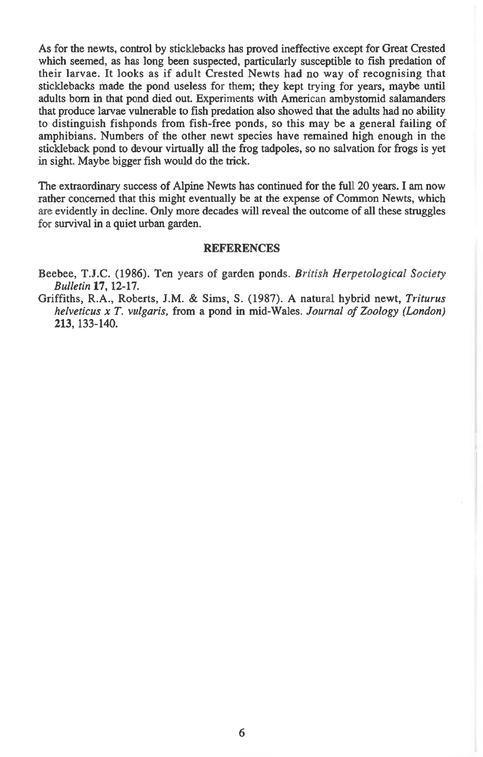As for the newts, control by sticklebacks has proved ineffective except for Great Crested which seemed, as has long been suspected, particularly susceptible to fish predation of their larvae. It looks as if adult Crested Newts had no way of recognising that sticklebacks made the pond useless for them; they kept trying for years, maybe until adults born in that pond died out. Experiments with American ambystomid salamanders that produce larvae vulnerable to fish predation also showed that the adults had no ability to distinguish fishponds from fish-free ponds, so this may be a general failing of amphibians. Numbers of the other newt species have remained high enough in the stickleback pond to devour virtually all the frog tadpoles, so no salvation for frogs is yet in sight. Maybe bigger fish would do the trick.

The extraordinary success of Alpine Newts has continued for the full 20 years. I am now rather concerned that this might eventually be at the expense of Common Newts, which are evidently in decline. Only more decades will reveal the outcome of all these struggles for survival in a quiet urban garden.

## REFERENCES

Beebee, T.J.C. (1986). Ten years of garden ponds. *British Herpetological Society Bulletin* **17**, 12-17.

Griffiths, R.A., Roberts, J.M. & Sims, S. (1987). A natural hybrid newt, *Triturus helveticus x T. vulgaris*, from a pond in mid-Wales. *Journal of Zoology (London)* **213**, 133-140.